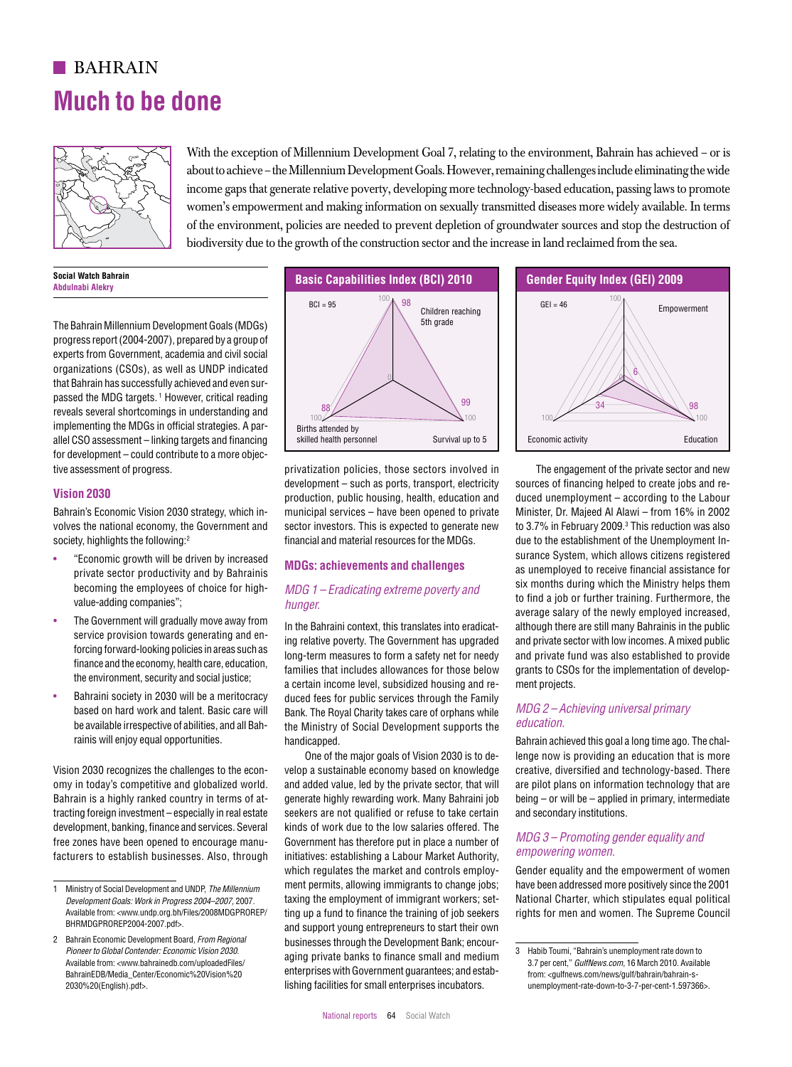# BAHRAIN

# Much to be done

With the exception of Millennium Development Goal 7, relating to the environment, Bahrain has achieved – or is about to achieve – the Millennium Development Goals. However, remaining challenges include eliminating the wide income gaps that generate relative poverty, developing more technology-based education, passing laws to promote women's empowerment and making information on sexually transmitted diseases more widely available. In terms of the environment, policies are needed to prevent depletion of groundwater sources and stop the destruction of biodiversity due to the growth of the construction sector and the increase in land reclaimed from the sea.

**Social Watch Bahrain**
**Abdulnabi Alekry**

The Bahrain Millennium Development Goals (MDGs) progress report (2004-2007), prepared by a group of experts from Government, academia and civil social organizations (CSOs), as well as UNDP indicated that Bahrain has successfully achieved and even surpassed the MDG targets.[1] However, critical reading reveals several shortcomings in understanding and implementing the MDGs in official strategies. A parallel CSO assessment – linking targets and financing for development – could contribute to a more objective assessment of progress.

## Vision 2030

Bahrain's Economic Vision 2030 strategy, which involves the national economy, the Government and society, highlights the following:[2]

- "Economic growth will be driven by increased private sector productivity and by Bahrainis becoming the employees of choice for high-value-adding companies";
- The Government will gradually move away from service provision towards generating and enforcing forward-looking policies in areas such as finance and the economy, health care, education, the environment, security and social justice;
- Bahraini society in 2030 will be a meritocracy based on hard work and talent. Basic care will be available irrespective of abilities, and all Bahrainis will enjoy equal opportunities.

Vision 2030 recognizes the challenges to the economy in today's competitive and globalized world. Bahrain is a highly ranked country in terms of attracting foreign investment – especially in real estate development, banking, finance and services. Several free zones have been opened to encourage manufacturers to establish businesses. Also, through privatization policies, those sectors involved in development – such as ports, transport, electricity production, public housing, health, education and municipal services – have been opened to private sector investors. This is expected to generate new financial and material resources for the MDGs.

**Basic Capabilities Index (BCI) 2010**

BCI = 95

| Indicator | Value |
|---|---|
| Children reaching 5th grade | 98 |
| Survival up to 5 | 99 |
| Births attended by skilled health personnel | 88 |

**Gender Equity Index (GEI) 2009**

GEI = 46

| Indicator | Value |
|---|---|
| Empowerment | 6 |
| Education | 98 |
| Economic activity | 34 |

## MDGs: achievements and challenges

### *MDG 1 – Eradicating extreme poverty and hunger.*

In the Bahraini context, this translates into eradicating relative poverty. The Government has upgraded long-term measures to form a safety net for needy families that includes allowances for those below a certain income level, subsidized housing and reduced fees for public services through the Family Bank. The Royal Charity takes care of orphans while the Ministry of Social Development supports the handicapped.

One of the major goals of Vision 2030 is to develop a sustainable economy based on knowledge and added value, led by the private sector, that will generate highly rewarding work. Many Bahraini job seekers are not qualified or refuse to take certain kinds of work due to the low salaries offered. The Government has therefore put in place a number of initiatives: establishing a Labour Market Authority, which regulates the market and controls employment permits, allowing immigrants to change jobs; taxing the employment of immigrant workers; setting up a fund to finance the training of job seekers and support young entrepreneurs to start their own businesses through the Development Bank; encouraging private banks to finance small and medium enterprises with Government guarantees; and establishing facilities for small enterprises incubators.

The engagement of the private sector and new sources of financing helped to create jobs and reduced unemployment – according to the Labour Minister, Dr. Majeed Al Alawi – from 16% in 2002 to 3.7% in February 2009.[3] This reduction was also due to the establishment of the Unemployment Insurance System, which allows citizens registered as unemployed to receive financial assistance for six months during which the Ministry helps them to find a job or further training. Furthermore, the average salary of the newly employed increased, although there are still many Bahrainis in the public and private sector with low incomes. A mixed public and private fund was also established to provide grants to CSOs for the implementation of development projects.

### *MDG 2 – Achieving universal primary education.*

Bahrain achieved this goal a long time ago. The challenge now is providing an education that is more creative, diversified and technology-based. There are pilot plans on information technology that are being – or will be – applied in primary, intermediate and secondary institutions.

### *MDG 3 – Promoting gender equality and empowering women.*

Gender equality and the empowerment of women have been addressed more positively since the 2001 National Charter, which stipulates equal political rights for men and women. The Supreme Council

---

1 Ministry of Social Development and UNDP, *The Millennium Development Goals: Work in Progress 2004–2007*, 2007. Available from: <www.undp.org.bh/Files/2008MDGPROREP/BHRMDGPROREP2004-2007.pdf>.

2 Bahrain Economic Development Board, *From Regional Pioneer to Global Contender: Economic Vision 2030.* Available from: <www.bahrainedb.com/uploadedFiles/BahrainEDB/Media_Center/Economic%20Vision%20 2030%20(English).pdf>.

3 Habib Toumi, "Bahrain's unemployment rate down to 3.7 per cent," *GulfNews.com,* 16 March 2010. Available from: <gulfnews.com/news/gulf/bahrain/bahrain-s-unemployment-rate-down-to-3-7-per-cent-1.597366>.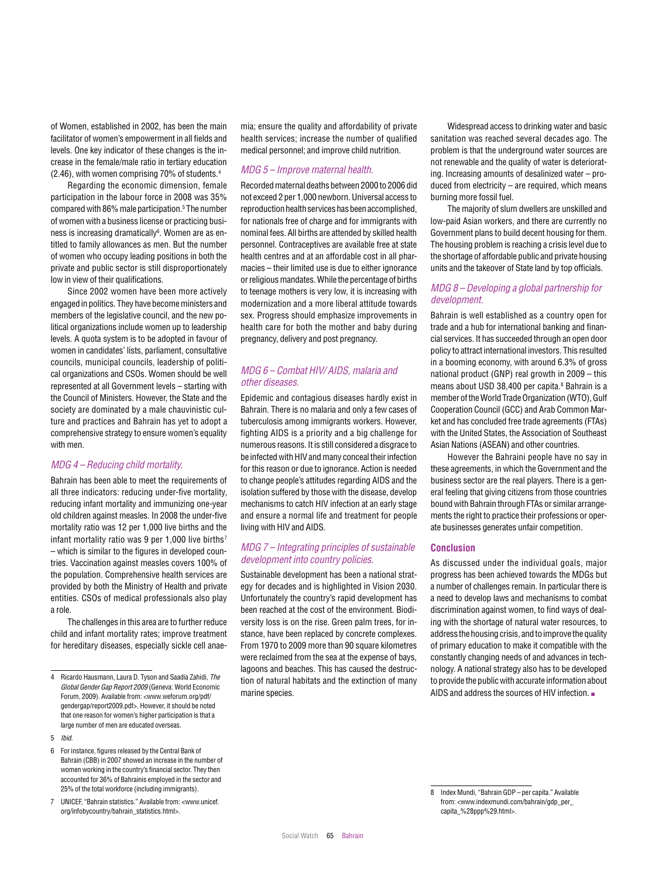of Women, established in 2002, has been the main facilitator of women's empowerment in all fields and levels. One key indicator of these changes is the increase in the female/male ratio in tertiary education (2.46), with women comprising 70% of students.[4]

Regarding the economic dimension, female participation in the labour force in 2008 was 35% compared with 86% male participation.[5] The number of women with a business license or practicing business is increasing dramatically[6]. Women are as entitled to family allowances as men. But the number of women who occupy leading positions in both the private and public sector is still disproportionately low in view of their qualifications.

Since 2002 women have been more actively engaged in politics. They have become ministers and members of the legislative council, and the new political organizations include women up to leadership levels. A quota system is to be adopted in favour of women in candidates' lists, parliament, consultative councils, municipal councils, leadership of political organizations and CSOs. Women should be well represented at all Government levels – starting with the Council of Ministers. However, the State and the society are dominated by a male chauvinistic culture and practices and Bahrain has yet to adopt a comprehensive strategy to ensure women's equality with men.

### *MDG 4 – Reducing child mortality.*

Bahrain has been able to meet the requirements of all three indicators: reducing under-five mortality, reducing infant mortality and immunizing one-year old children against measles. In 2008 the under-five mortality ratio was 12 per 1,000 live births and the infant mortality ratio was 9 per 1,000 live births[7] – which is similar to the figures in developed countries. Vaccination against measles covers 100% of the population. Comprehensive health services are provided by both the Ministry of Health and private entities. CSOs of medical professionals also play a role.

The challenges in this area are to further reduce child and infant mortality rates; improve treatment for hereditary diseases, especially sickle cell anaemia; ensure the quality and affordability of private health services; increase the number of qualified medical personnel; and improve child nutrition.

### *MDG 5 – Improve maternal health.*

Recorded maternal deaths between 2000 to 2006 did not exceed 2 per 1,000 newborn. Universal access to reproduction health services has been accomplished, for nationals free of charge and for immigrants with nominal fees. All births are attended by skilled health personnel. Contraceptives are available free at state health centres and at an affordable cost in all pharmacies – their limited use is due to either ignorance or religious mandates. While the percentage of births to teenage mothers is very low, it is increasing with modernization and a more liberal attitude towards sex. Progress should emphasize improvements in health care for both the mother and baby during pregnancy, delivery and post pregnancy.

### *MDG 6 – Combat HIV/ AIDS, malaria and other diseases.*

Epidemic and contagious diseases hardly exist in Bahrain. There is no malaria and only a few cases of tuberculosis among immigrants workers. However, fighting AIDS is a priority and a big challenge for numerous reasons. It is still considered a disgrace to be infected with HIV and many conceal their infection for this reason or due to ignorance. Action is needed to change people's attitudes regarding AIDS and the isolation suffered by those with the disease, develop mechanisms to catch HIV infection at an early stage and ensure a normal life and treatment for people living with HIV and AIDS.

### *MDG 7 – Integrating principles of sustainable development into country policies.*

Sustainable development has been a national strategy for decades and is highlighted in Vision 2030. Unfortunately the country's rapid development has been reached at the cost of the environment. Biodiversity loss is on the rise. Green palm trees, for instance, have been replaced by concrete complexes. From 1970 to 2009 more than 90 square kilometres were reclaimed from the sea at the expense of bays, lagoons and beaches. This has caused the destruction of natural habitats and the extinction of many marine species.

Widespread access to drinking water and basic sanitation was reached several decades ago. The problem is that the underground water sources are not renewable and the quality of water is deteriorating. Increasing amounts of desalinized water – produced from electricity – are required, which means burning more fossil fuel.

The majority of slum dwellers are unskilled and low-paid Asian workers, and there are currently no Government plans to build decent housing for them. The housing problem is reaching a crisis level due to the shortage of affordable public and private housing units and the takeover of State land by top officials.

### *MDG 8 – Developing a global partnership for development.*

Bahrain is well established as a country open for trade and a hub for international banking and financial services. It has succeeded through an open door policy to attract international investors. This resulted in a booming economy, with around 6.3% of gross national product (GNP) real growth in 2009 – this means about USD 38,400 per capita.[8] Bahrain is a member of the World Trade Organization (WTO), Gulf Cooperation Council (GCC) and Arab Common Market and has concluded free trade agreements (FTAs) with the United States, the Association of Southeast Asian Nations (ASEAN) and other countries.

However the Bahraini people have no say in these agreements, in which the Government and the business sector are the real players. There is a general feeling that giving citizens from those countries bound with Bahrain through FTAs or similar arrangements the right to practice their professions or operate businesses generates unfair competition.

## Conclusion

As discussed under the individual goals, major progress has been achieved towards the MDGs but a number of challenges remain. In particular there is a need to develop laws and mechanisms to combat discrimination against women, to find ways of dealing with the shortage of natural water resources, to address the housing crisis, and to improve the quality of primary education to make it compatible with the constantly changing needs of and advances in technology. A national strategy also has to be developed to provide the public with accurate information about AIDS and address the sources of HIV infection. ■

---

4 Ricardo Hausmann, Laura D. Tyson and Saadia Zahidi, *The Global Gender Gap Report 2009* (Geneva: World Economic Forum, 2009). Available from: <www.weforum.org/pdf/gendergap/report2009.pdf>. However, it should be noted that one reason for women's higher participation is that a large number of men are educated overseas.

5 *Ibid.*

6 For instance, figures released by the Central Bank of Bahrain (CBB) in 2007 showed an increase in the number of women working in the country's financial sector. They then accounted for 36% of Bahrainis employed in the sector and 25% of the total workforce (including immigrants).

7 UNICEF, "Bahrain statistics." Available from: <www.unicef.org/infobycountry/bahrain_statistics.html>.

8 Index Mundi, "Bahrain GDP – per capita." Available from: <www.indexmundi.com/bahrain/gdp_per_capita_%28ppp%29.html>.